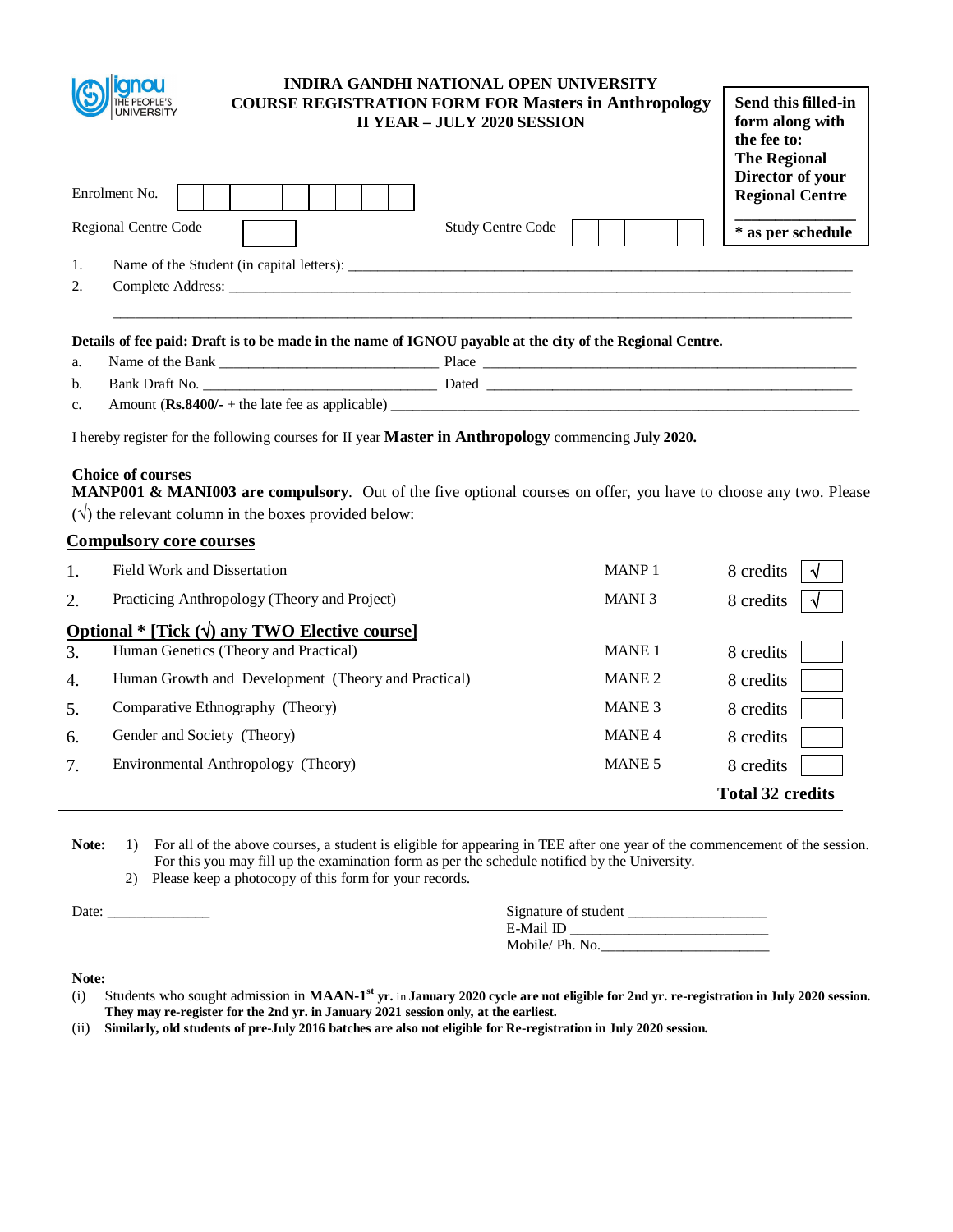# INDIRA GANDHI NATIONAL OPEN UNIVERSITY
## COURSE REGISTRATION FORM FOR Masters in Anthropology
## II YEAR – JULY 2020 SESSION

**Send this filled-in form along with the fee to: The Regional Director of your Regional Centre**

*** as per schedule**

Enrolment No. | | | | | | | | | |

Regional Centre Code | | |     Study Centre Code | | | | | |

1. Name of the Student (in capital letters): ____________________
2. Complete Address: ____________________

____________________

**Details of fee paid: Draft is to be made in the name of IGNOU payable at the city of the Regional Centre.**

a. Name of the Bank ____________________ Place ____________________
b. Bank Draft No. ____________________ Dated ____________________
c. Amount (**Rs.8400/-** + the late fee as applicable) ____________________

I hereby register for the following courses for II year **Master in Anthropology** commencing **July 2020.**

**Choice of courses**

**MANP001 & MANI003 are compulsory**. Out of the five optional courses on offer, you have to choose any two. Please (√) the relevant column in the boxes provided below:

**Compulsory core courses**

| | | | | |
|---|---|---|---|---|
| 1. | Field Work and Dissertation | MANP 1 | 8 credits | √ |
| 2. | Practicing Anthropology (Theory and Project) | MANI 3 | 8 credits | √ |

**Optional * [Tick (√) any TWO Elective course]**

| | | | | |
|---|---|---|---|---|
| 3. | Human Genetics (Theory and Practical) | MANE 1 | 8 credits | |
| 4. | Human Growth and Development (Theory and Practical) | MANE 2 | 8 credits | |
| 5. | Comparative Ethnography (Theory) | MANE 3 | 8 credits | |
| 6. | Gender and Society (Theory) | MANE 4 | 8 credits | |
| 7. | Environmental Anthropology (Theory) | MANE 5 | 8 credits | |
| | | | **Total 32 credits** | |

**Note:**
1) For all of the above courses, a student is eligible for appearing in TEE after one year of the commencement of the session. For this you may fill up the examination form as per the schedule notified by the University.
2) Please keep a photocopy of this form for your records.

Date: ______________

Signature of student ____________________
E-Mail ID ____________________
Mobile/ Ph. No.____________________

**Note:**

(i) Students who sought admission in **MAAN-1st yr.** in **January 2020 cycle are not eligible for 2nd yr. re-registration in July 2020 session. They may re-register for the 2nd yr. in January 2021 session only, at the earliest.**

(ii) **Similarly, old students of pre-July 2016 batches are also not eligible for Re-registration in July 2020 session.**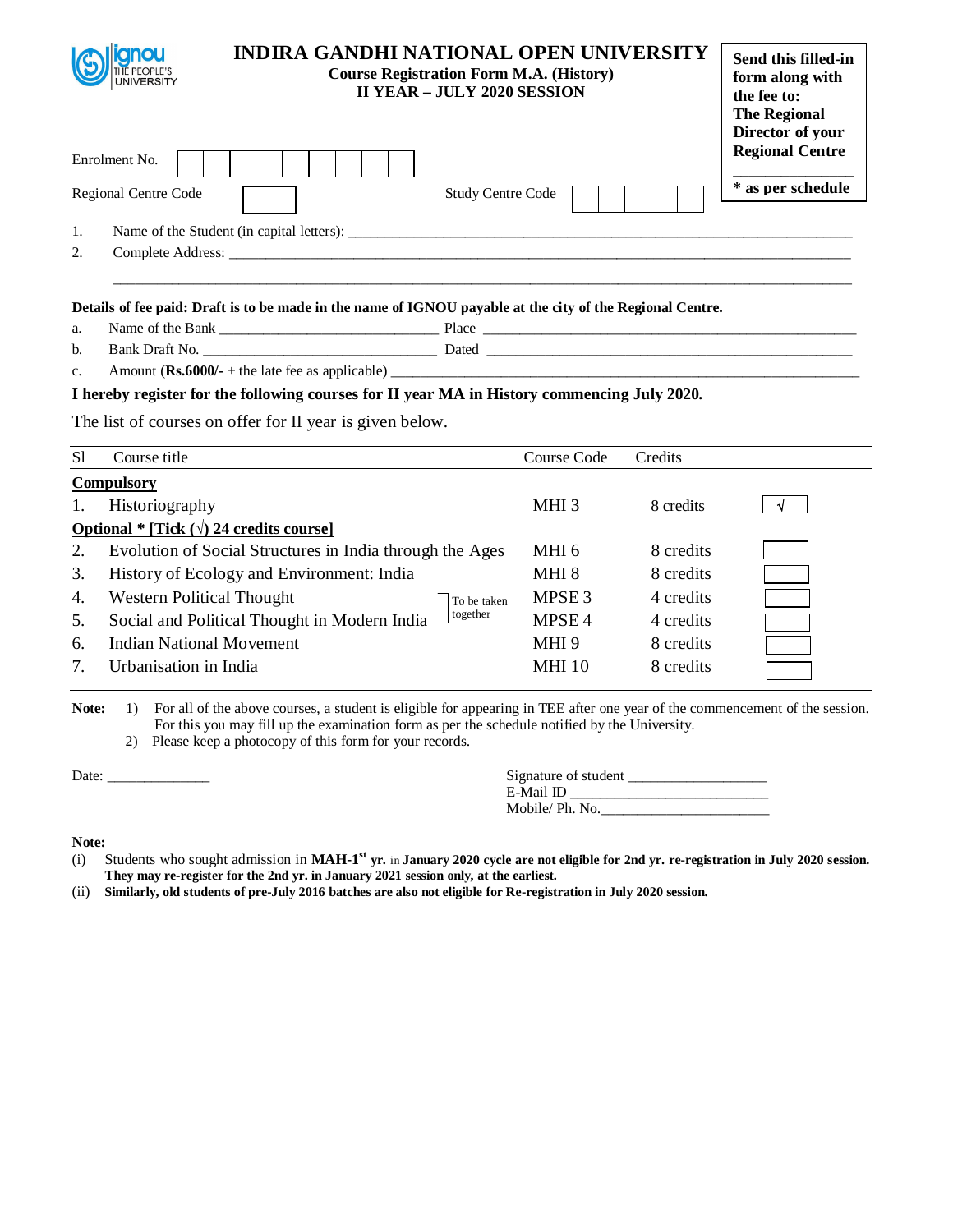# INDIRA GANDHI NATIONAL OPEN UNIVERSITY

**Course Registration Form M.A. (History)**
**II YEAR – JULY 2020 SESSION**

**Send this filled-in form along with the fee to: The Regional Director of your Regional Centre**

**\* as per schedule**

Enrolment No. [ | | | | | | | | | ]

Regional Centre Code [ | ]    Study Centre Code [ | | | | ]

1. Name of the Student (in capital letters): ______________________________
2. Complete Address: ______________________________

______________________________

**Details of fee paid: Draft is to be made in the name of IGNOU payable at the city of the Regional Centre.**

a. Name of the Bank ______________ Place ______________
b. Bank Draft No. ______________ Dated ______________
c. Amount (**Rs.6000/-** + the late fee as applicable) ______________

**I hereby register for the following courses for II year MA in History commencing July 2020.**

The list of courses on offer for II year is given below.

| Sl | Course title | Course Code | Credits | |
|---|---|---|---|---|
| **Compulsory** | | | | |
| 1. | Historiography | MHI 3 | 8 credits | √ |
| **Optional * [Tick (√) 24 credits course]** | | | | |
| 2. | Evolution of Social Structures in India through the Ages | MHI 6 | 8 credits | |
| 3. | History of Ecology and Environment: India | MHI 8 | 8 credits | |
| 4. | Western Political Thought (To be taken together) | MPSE 3 | 4 credits | |
| 5. | Social and Political Thought in Modern India (To be taken together) | MPSE 4 | 4 credits | |
| 6. | Indian National Movement | MHI 9 | 8 credits | |
| 7. | Urbanisation in India | MHI 10 | 8 credits | |

**Note:**
1) For all of the above courses, a student is eligible for appearing in TEE after one year of the commencement of the session. For this you may fill up the examination form as per the schedule notified by the University.
2) Please keep a photocopy of this form for your records.

Date: ______________

Signature of student ______________
E-Mail ID ______________
Mobile/ Ph. No.______________

**Note:**

(i) Students who sought admission in **MAH-1st yr.** in **January 2020 cycle are not eligible for 2nd yr. re-registration in July 2020 session. They may re-register for the 2nd yr. in January 2021 session only, at the earliest.**

(ii) **Similarly, old students of pre-July 2016 batches are also not eligible for Re-registration in July 2020 session.**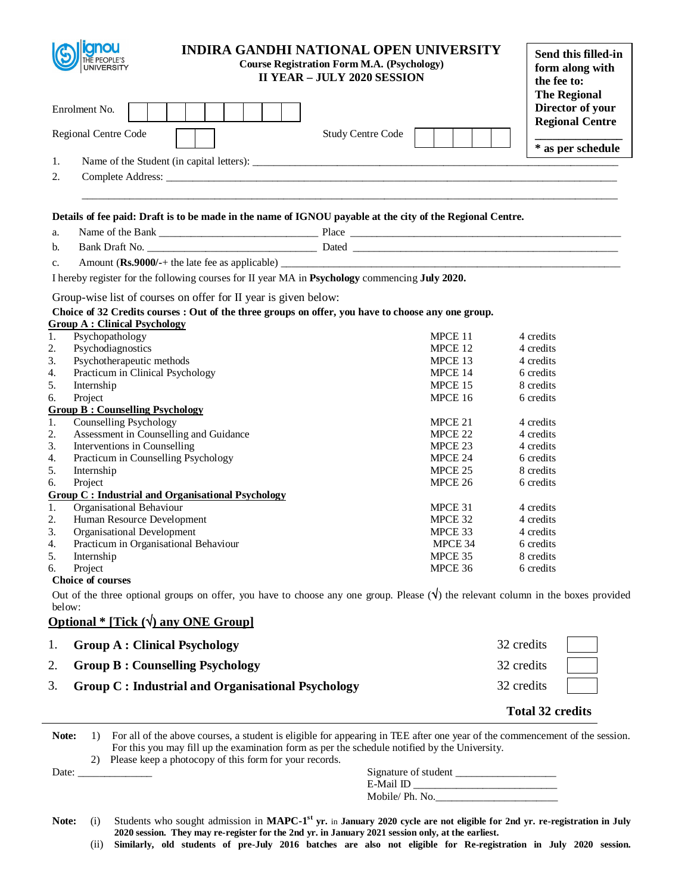# INDIRA GANDHI NATIONAL OPEN UNIVERSITY

**Course Registration Form M.A. (Psychology)**
**II YEAR – JULY 2020 SESSION**

**Send this filled-in form along with the fee to: The Regional Director of your Regional Centre**

**\* as per schedule**

Enrolment No. | | | | | | | | | | |

Regional Centre Code | | |     Study Centre Code | | | | | |

1. Name of the Student (in capital letters): ____________________
2. Complete Address: ____________________

____________________

**Details of fee paid: Draft is to be made in the name of IGNOU payable at the city of the Regional Centre.**

a. Name of the Bank ____________ Place ____________
b. Bank Draft No. ____________ Dated ____________
c. Amount (**Rs.9000/-**+ the late fee as applicable) ____________

I hereby register for the following courses for II year MA in **Psychology** commencing **July 2020.**

Group-wise list of courses on offer for II year is given below:

**Choice of 32 Credits courses : Out of the three groups on offer, you have to choose any one group.**

**Group A : Clinical Psychology**

| | Course | Code | Credits |
|---|---|---|---|
| 1. | Psychopathology | MPCE 11 | 4 credits |
| 2. | Psychodiagnostics | MPCE 12 | 4 credits |
| 3. | Psychotherapeutic methods | MPCE 13 | 4 credits |
| 4. | Practicum in Clinical Psychology | MPCE 14 | 6 credits |
| 5. | Internship | MPCE 15 | 8 credits |
| 6. | Project | MPCE 16 | 6 credits |

**Group B : Counselling Psychology**

| | Course | Code | Credits |
|---|---|---|---|
| 1. | Counselling Psychology | MPCE 21 | 4 credits |
| 2. | Assessment in Counselling and Guidance | MPCE 22 | 4 credits |
| 3. | Interventions in Counselling | MPCE 23 | 4 credits |
| 4. | Practicum in Counselling Psychology | MPCE 24 | 6 credits |
| 5. | Internship | MPCE 25 | 8 credits |
| 6. | Project | MPCE 26 | 6 credits |

**Group C : Industrial and Organisational Psychology**

| | Course | Code | Credits |
|---|---|---|---|
| 1. | Organisational Behaviour | MPCE 31 | 4 credits |
| 2. | Human Resource Development | MPCE 32 | 4 credits |
| 3. | Organisational Development | MPCE 33 | 4 credits |
| 4. | Practicum in Organisational Behaviour | MPCE 34 | 6 credits |
| 5. | Internship | MPCE 35 | 8 credits |
| 6. | Project | MPCE 36 | 6 credits |

**Choice of courses**

Out of the three optional groups on offer, you have to choose any one group. Please (√) the relevant column in the boxes provided below:

**Optional * [Tick (√) any ONE Group]**

| | Group | Credits | Tick |
|---|---|---|---|
| 1. | **Group A : Clinical Psychology** | 32 credits | |
| 2. | **Group B : Counselling Psychology** | 32 credits | |
| 3. | **Group C : Industrial and Organisational Psychology** | 32 credits | |

**Total 32 credits**

**Note:**
1) For all of the above courses, a student is eligible for appearing in TEE after one year of the commencement of the session. For this you may fill up the examination form as per the schedule notified by the University.
2) Please keep a photocopy of this form for your records.

Date: ____________

Signature of student ____________
E-Mail ID ____________
Mobile/ Ph. No.____________

**Note:**
(i) Students who sought admission in **MAPC-1st yr.** in **January 2020 cycle are not eligible for 2nd yr. re-registration in July 2020 session. They may re-register for the 2nd yr. in January 2021 session only, at the earliest.**
(ii) **Similarly, old students of pre-July 2016 batches are also not eligible for Re-registration in July 2020 session.**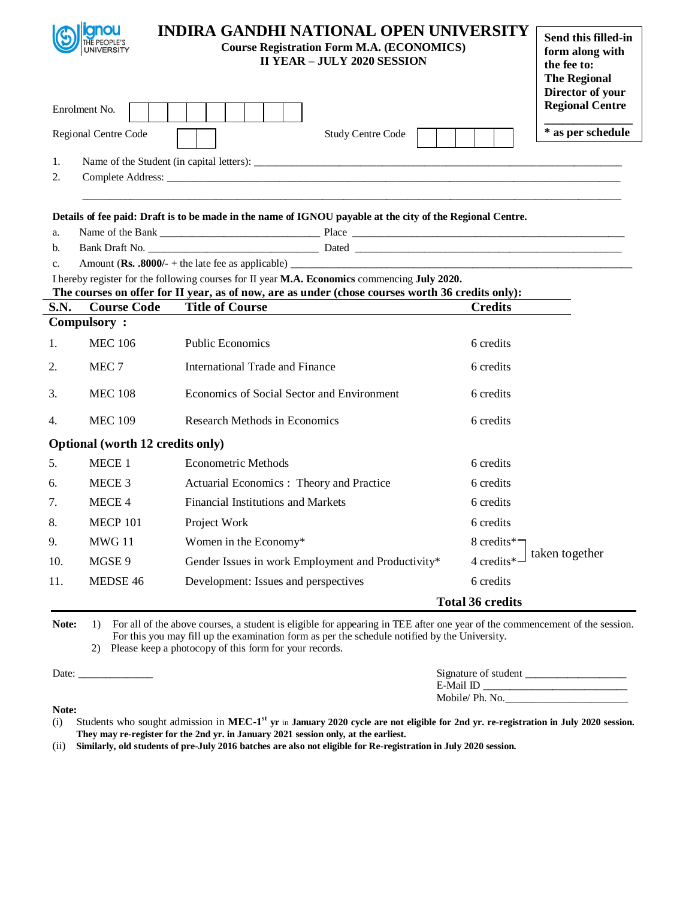# INDIRA GANDHI NATIONAL OPEN UNIVERSITY

**Course Registration Form M.A. (ECONOMICS)**
**II YEAR – JULY 2020 SESSION**

**Send this filled-in form along with the fee to: The Regional Director of your Regional Centre**
**________________**
*** as per schedule**

Enrolment No. | | | | | | | | | |

Regional Centre Code | | | Study Centre Code | | | | | |

1. Name of the Student (in capital letters): ______________________________________________
2. Complete Address: ______________________________________________________________

______________________________________________________________________________

**Details of fee paid: Draft is to be made in the name of IGNOU payable at the city of the Regional Centre.**

a. Name of the Bank ____________________ Place ______________________________
b. Bank Draft No. ______________________ Dated ______________________________
c. Amount (**Rs. .8000/-** + the late fee as applicable) _________________________________

I hereby register for the following courses for II year **M.A. Economics** commencing **July 2020.**
**The courses on offer for II year, as of now, are as under (chose courses worth 36 credits only):**

| S.N. | Course Code | Title of Course | Credits | |
|---|---|---|---|---|
| **Compulsory :** | | | | |
| 1. | MEC 106 | Public Economics | 6 credits | |
| 2. | MEC 7 | International Trade and Finance | 6 credits | |
| 3. | MEC 108 | Economics of Social Sector and Environment | 6 credits | |
| 4. | MEC 109 | Research Methods in Economics | 6 credits | |
| **Optional (worth 12 credits only)** | | | | |
| 5. | MECE 1 | Econometric Methods | 6 credits | |
| 6. | MECE 3 | Actuarial Economics : Theory and Practice | 6 credits | |
| 7. | MECE 4 | Financial Institutions and Markets | 6 credits | |
| 8. | MECP 101 | Project Work | 6 credits | |
| 9. | MWG 11 | Women in the Economy* | 8 credits* | taken together |
| 10. | MGSE 9 | Gender Issues in work Employment and Productivity* | 4 credits* | taken together |
| 11. | MEDSE 46 | Development: Issues and perspectives | 6 credits | |
| | | | **Total 36 credits** | |

**Note:**
1) For all of the above courses, a student is eligible for appearing in TEE after one year of the commencement of the session. For this you may fill up the examination form as per the schedule notified by the University.
2) Please keep a photocopy of this form for your records.

Date: ______________

Signature of student __________________
E-Mail ID ___________________________
Mobile/ Ph. No.______________________

**Note:**

(i) Students who sought admission in **MEC-1st yr** in **January 2020 cycle are not eligible for 2nd yr. re-registration in July 2020 session. They may re-register for the 2nd yr. in January 2021 session only, at the earliest.**

(ii) **Similarly, old students of pre-July 2016 batches are also not eligible for Re-registration in July 2020 session.**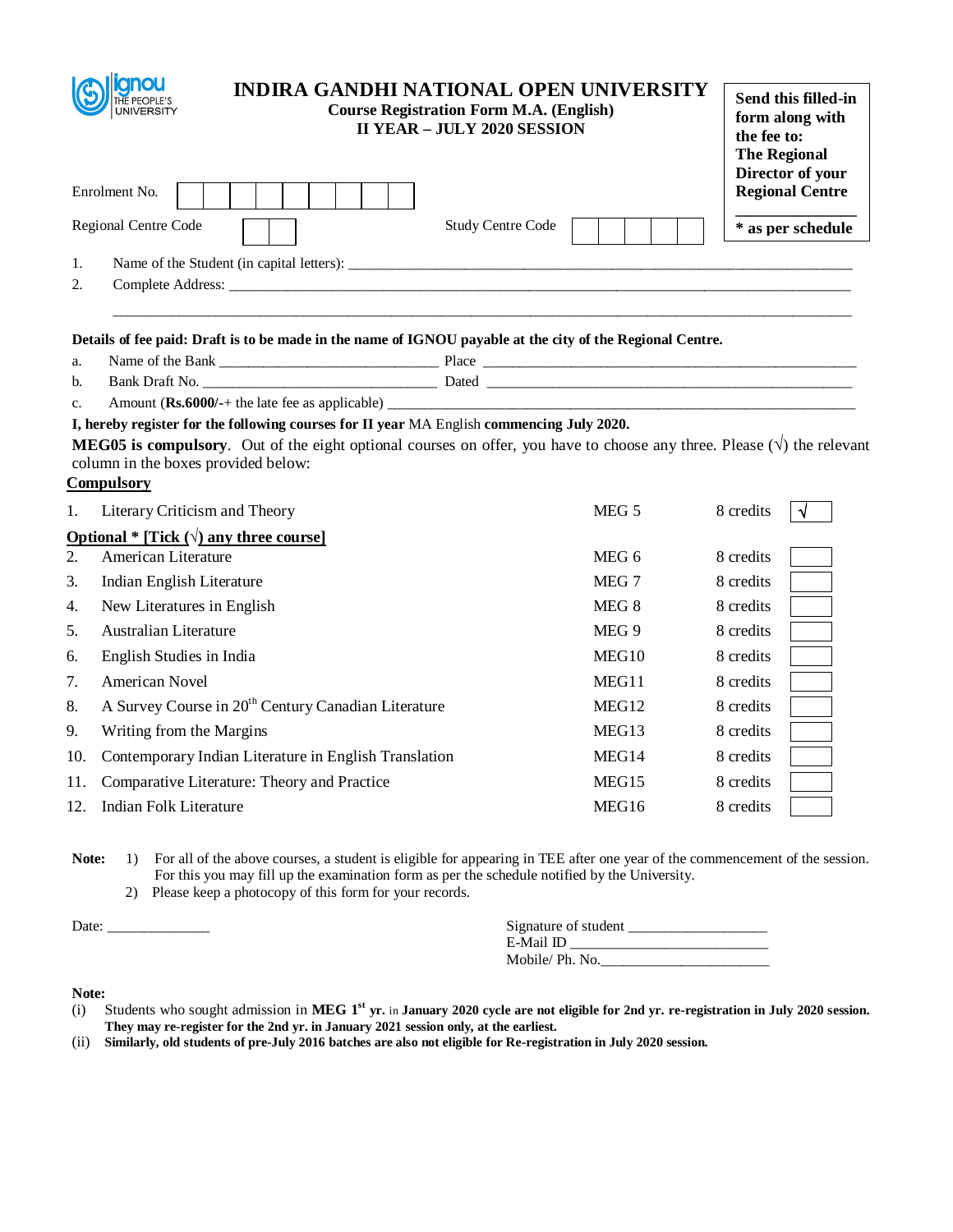# INDIRA GANDHI NATIONAL OPEN UNIVERSITY

**Course Registration Form M.A. (English)**
**II YEAR – JULY 2020 SESSION**

**Send this filled-in form along with the fee to: The Regional Director of your Regional Centre**

**\* as per schedule**

Enrolment No. | | | | | | | | | |

Regional Centre Code | | |      Study Centre Code | | | | | |

1. Name of the Student (in capital letters): ______________________________
2. Complete Address: ______________________________

______________________________

**Details of fee paid: Draft is to be made in the name of IGNOU payable at the city of the Regional Centre.**

a. Name of the Bank ______________________ Place ______________________
b. Bank Draft No. ______________________ Dated ______________________
c. Amount (**Rs.6000/-**+ the late fee as applicable) ______________________

**I, hereby register for the following courses for II year** MA English **commencing July 2020.**

**MEG05 is compulsory**. Out of the eight optional courses on offer, you have to choose any three. Please (√) the relevant column in the boxes provided below:

**Compulsory**

| | Course | Code | Credits | |
|---|---|---|---|---|
| 1. | Literary Criticism and Theory | MEG 5 | 8 credits | √ |

**Optional \* [Tick (√) any three course]**

| | Course | Code | Credits | |
|---|---|---|---|---|
| 2. | American Literature | MEG 6 | 8 credits | |
| 3. | Indian English Literature | MEG 7 | 8 credits | |
| 4. | New Literatures in English | MEG 8 | 8 credits | |
| 5. | Australian Literature | MEG 9 | 8 credits | |
| 6. | English Studies in India | MEG10 | 8 credits | |
| 7. | American Novel | MEG11 | 8 credits | |
| 8. | A Survey Course in 20th Century Canadian Literature | MEG12 | 8 credits | |
| 9. | Writing from the Margins | MEG13 | 8 credits | |
| 10. | Contemporary Indian Literature in English Translation | MEG14 | 8 credits | |
| 11. | Comparative Literature: Theory and Practice | MEG15 | 8 credits | |
| 12. | Indian Folk Literature | MEG16 | 8 credits | |

**Note:** 1) For all of the above courses, a student is eligible for appearing in TEE after one year of the commencement of the session. For this you may fill up the examination form as per the schedule notified by the University.
2) Please keep a photocopy of this form for your records.

Date: ____________

Signature of student ________________
E-Mail ID ______________________
Mobile/ Ph. No.____________________

**Note:**

(i) Students who sought admission in **MEG 1st yr.** in **January 2020 cycle are not eligible for 2nd yr. re-registration in July 2020 session. They may re-register for the 2nd yr. in January 2021 session only, at the earliest.**

(ii) **Similarly, old students of pre-July 2016 batches are also not eligible for Re-registration in July 2020 session.**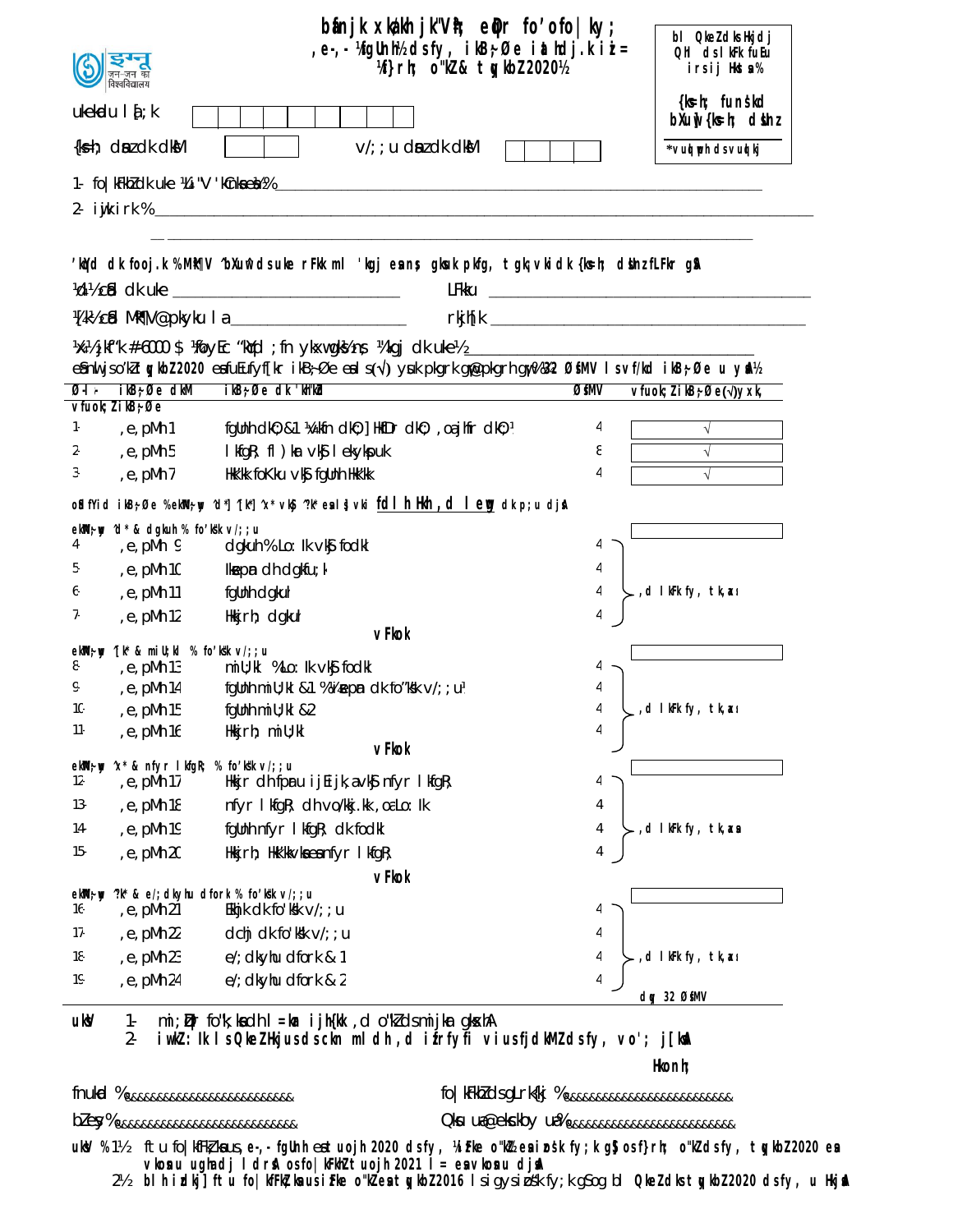# bfnjk xka/kh jk"Vªh; eqDr fo'ofo|ky;

## ,e-,- ¼fgUnh½ ds fy, ikB;Øe iath dj.k i= ¼f}rh; o"kZ& tqykbZ 2020½

bl QkeZ dks Hkjdj QhI ds lkFk fuEu irs ij Hkst s%

{ks=h; funs'kd
bXuw {ks=h; dsUnz

*vuqlwph ds vuqlkj

ukekadu la[;k ☐☐☐☐☐☐☐☐☐

{ks=h; dsUnz dksM ☐☐☐    v/;;u dsUnz dksM ☐☐☐☐

1- fo|kFkhZ dk uke ¼Li"V 'kCnksa esa½% ____________________

2- i=kpkj irk % ____________________

____________________

'kqYd dk fooj.k %MkÝV ^bXuw^ ds uke rFkk ml 'kgj esa ns; gksuk pkfg, tgk¡ vkidk {ks=h; dsUnz fLFkr gSA

¼d½ cSad dk uke ____________________ LFkku ____________________

¼[k½ cSad MkÝV@pkykku la ____________________ rkjh[k ____________________

¼x½ jkf'k # 6000 $ ¼foyEc 'kqYd ;fn ykxw gks rks½ ¼'kgj dk uke½ ____________________

eSa nwljs o"kZ tqykbZ 2020 esa fuEufyf[kr ikB;Øe esa s(√) yxk pkgrk gw¡@pkgrh gw¡ ¼32 ØsfMV ls vf/kd ikB;Øe u yk½

| Ø-l- | ikB;Øe dksM | ikB;Øe dk 'kh"kZd | ØsfMV | vfuok;Z ikB;Øe (√) yxk, |
|---|---|---|---|---|
| vfuok;Z ikB;Øe | | | | |
| 1- | ,e,pMh 1 | fgUnh dkO;&1 ¼vkfn dkO;] HkfDr dkO; ,oa jhfr dkO;½ | 4 | √ |
| 2- | ,e,pMh 5 | lkfgR; fl)kar vkSj leh{kkpuk | 8 | √ |
| 3- | ,e,pMh 7 | Hkk"kk foKku vkSj fgUnh Hkk"kk | 4 | √ |

oSdfYid ikB;Øe %eksM~;wy ^d*] ^[k*] ^x* vkSj ^?k* esa ls gj vki **fdlh Hkh ,d lewg** dk p;u djsaA

| Ø-l- | ikB;Øe dksM | ikB;Øe dk 'kh"kZd | ØsfMV | |
|---|---|---|---|---|
| eksM~;wy ^d*& dgkuh % fo'ks"k v/;;u | | | | |
| 4- | ,e,pMh 9 | dgkuh % Lo:Ik vkSj fodkl | 4 | ,d lkFk fy, tk,a |
| 5- | ,e,pMh 10 | Hkkjr dh dgkfu;k¡ | 4 | |
| 6- | ,e,pMh 11 | fgUnh dgkuh | 4 | |
| 7- | ,e,pMh 12 | Hkkjrh; dgkuh | 4 | |
| | | vFkok | | |
| eksM~;wy ^[k*& miU;kl % fo'ks"k v/;;u | | | | |
| 8- | ,e,pMh 13 | miU;kl %Lo:Ik vkSj fodkl | 4 | ,d lkFk fy, tk,a |
| 9- | ,e,pMh 14 | fgUnh miU;kl&1 %¼izsepan dk fo'ks"k v/;;u½ | 4 | |
| 10- | ,e,pMh 15 | fgUnh miU;kl &2 | 4 | |
| 11- | ,e,pMh 16 | Hkkjrh; miU;kl | 4 | |
| | | vFkok | | |
| eksM~;wy ^x*& nfyr lkfgR; % fo'ks"k v/;;u | | | | |
| 12- | ,e,pMh 17 | Hkkjr dh fparu ijEijk,¡ vkSj nfyr lkfgR; | 4 | ,d lkFk fy, tk,a |
| 13- | ,e,pMh 18 | nfyr lkfgR; dh vo/kkj.kk ,oa Lo:Ik | 4 | |
| 14- | ,e,pMh 19 | fgUnh nfyr lkfgR; dk fodkl | 4 | |
| 15- | ,e,pMh 20 | Hkkjrh; Hkk"kkvksa esa nfyr lkfgR; | 4 | |
| | | vFkok | | |
| eksM~;wy ^?k* & e/;dkyhu dfork % fo'ks"k v/;;u | | | | |
| 16- | ,e,pMh 21 | ehjk dk fo'ks"k v/;;u | 4 | ,d lkFk fy, tk,a |
| 17- | ,e,pMh 22 | dchj dk fo'ks"k v/;;u | 4 | |
| 18- | ,e,pMh 23 | e/;dkyhu dfork&1 | 4 | |
| 19- | ,e,pMh 24 | e/;dkyhu dfork&2 | 4 | |
| | | | dqy 32 ØsfMV | |

ukssV 1- mi;qZDr fo'k;ksa dh l=kar ijh{kk ,d o"kZ ds mijkar gksxhA
2- iwjk Hkjk gqvk QkeZ Hkjus ds ckn ml dh ,d izfrfyfi vius fjdkMZ ds fy, vo'; j[ksaA

Hkonh;

fnukad %________________    fo|kFkhZ ds gLrk{kj %________________

bZ-esy %________________    Qksu ua@eksckby ua%________________

uksV %1½ ftu fo|kfFkZ;ksa us ,e-,- fgUnh esa tuojh 2020 ds fy, ¼izFke o"kZ½ esa izos'k fy;k gS ,oa f}rh; o"kZ ds fy, tqykbZ 2020 esa vkosnu ugha dj lds A os fo|kFkhZ tuojh 2021 l= esa vkosnu djsaA
2½ bl izdkj ftu fo|kfFkZ;ksa us izFke o"kZ esa tqykbZ 2016 ls igys izos'k fy;k gS os bl QkeZ dks tqykbZ 2020 ds fy, u HkjsaA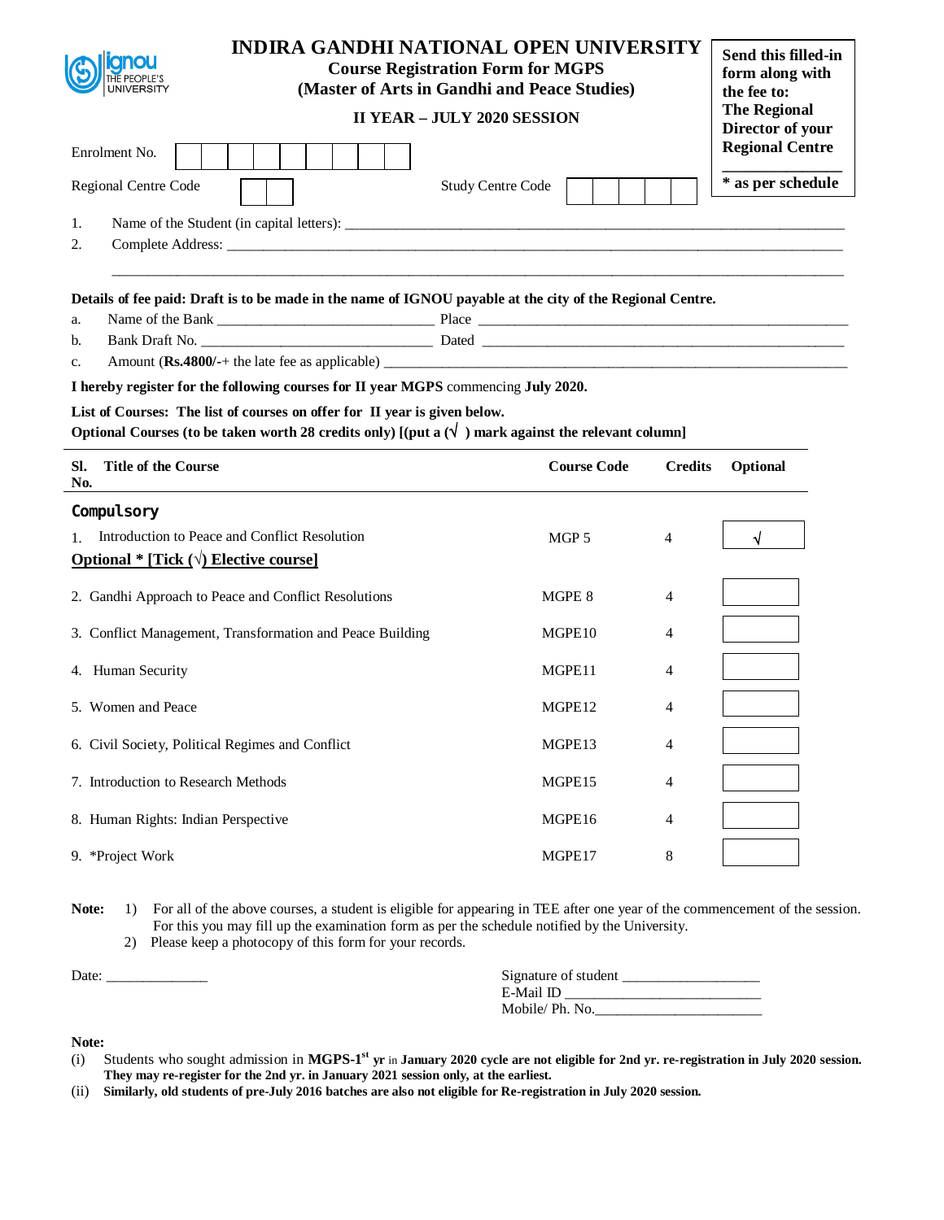# INDIRA GANDHI NATIONAL OPEN UNIVERSITY

**Course Registration Form for MGPS**
**(Master of Arts in Gandhi and Peace Studies)**

**II YEAR – JULY 2020 SESSION**

**Send this filled-in form along with the fee to: The Regional Director of your Regional Centre**

*** as per schedule**

Enrolment No. | | | | | | | | | |

Regional Centre Code | | |        Study Centre Code | | | | | |

1. Name of the Student (in capital letters): ______________________________________________
2. Complete Address: ______________________________________________

______________________________________________

**Details of fee paid: Draft is to be made in the name of IGNOU payable at the city of the Regional Centre.**

a. Name of the Bank ____________________________ Place ____________________________
b. Bank Draft No. ____________________________ Dated ____________________________
c. Amount (**Rs.4800/-**+ the late fee as applicable) ____________________________

**I hereby register for the following courses for II year MGPS** commencing **July 2020.**

**List of Courses: The list of courses on offer for II year is given below.**
**Optional Courses (to be taken worth 28 credits only) [(put a (√ ) mark against the relevant column]**

| Sl. No. | Title of the Course | Course Code | Credits | Optional |
|---|---|---|---|---|
| | **Compulsory** | | | |
| 1. | Introduction to Peace and Conflict Resolution | MGP 5 | 4 | √ |
| | **Optional * [Tick (√) Elective course]** | | | |
| 2. | Gandhi Approach to Peace and Conflict Resolutions | MGPE 8 | 4 | |
| 3. | Conflict Management, Transformation and Peace Building | MGPE10 | 4 | |
| 4. | Human Security | MGPE11 | 4 | |
| 5. | Women and Peace | MGPE12 | 4 | |
| 6. | Civil Society, Political Regimes and Conflict | MGPE13 | 4 | |
| 7. | Introduction to Research Methods | MGPE15 | 4 | |
| 8. | Human Rights: Indian Perspective | MGPE16 | 4 | |
| 9. | *Project Work | MGPE17 | 8 | |

**Note:**
1) For all of the above courses, a student is eligible for appearing in TEE after one year of the commencement of the session. For this you may fill up the examination form as per the schedule notified by the University.
2) Please keep a photocopy of this form for your records.

Date: ______________

Signature of student __________________
E-Mail ID __________________________
Mobile/ Ph. No.______________________

**Note:**

(i) Students who sought admission in **MGPS-1st yr** in **January 2020 cycle are not eligible for 2nd yr. re-registration in July 2020 session. They may re-register for the 2nd yr. in January 2021 session only, at the earliest.**

(ii) **Similarly, old students of pre-July 2016 batches are also not eligible for Re-registration in July 2020 session.**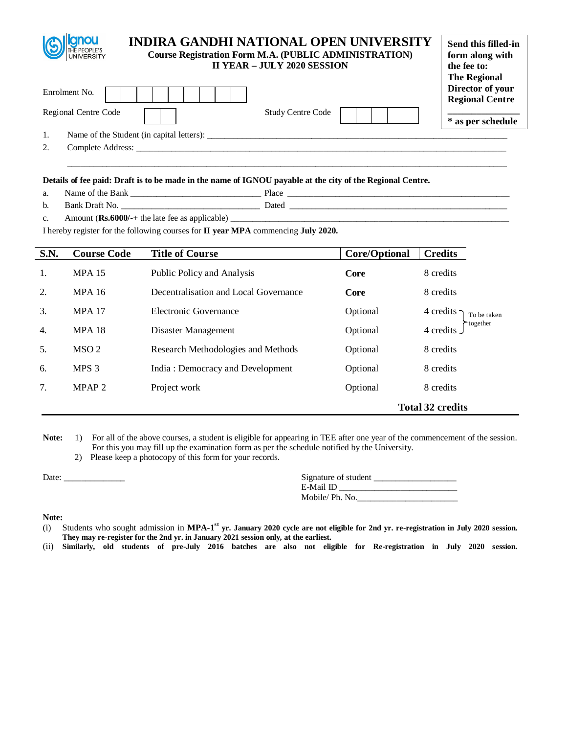ignou THE PEOPLE'S UNIVERSITY

# INDIRA GANDHI NATIONAL OPEN UNIVERSITY

**Course Registration Form M.A. (PUBLIC ADMINISTRATION)**
**II YEAR – JULY 2020 SESSION**

**Send this filled-in form along with the fee to: The Regional Director of your Regional Centre**
**\* as per schedule**

Enrolment No. | | | | | | | | | |

Regional Centre Code | | |     Study Centre Code | | | | | |

1. Name of the Student (in capital letters): ______________________________
2. Complete Address: ______________________________

______________________________

**Details of fee paid: Draft is to be made in the name of IGNOU payable at the city of the Regional Centre.**

a. Name of the Bank ______________ Place ______________
b. Bank Draft No. ______________ Dated ______________
c. Amount (**Rs.6000/-**+ the late fee as applicable) ______________

I hereby register for the following courses for **II year MPA** commencing **July 2020.**

| S.N. | Course Code | Title of Course | Core/Optional | Credits |
|---|---|---|---|---|
| 1. | MPA 15 | Public Policy and Analysis | **Core** | 8 credits |
| 2. | MPA 16 | Decentralisation and Local Governance | **Core** | 8 credits |
| 3. | MPA 17 | Electronic Governance | Optional | 4 credits } To be taken together |
| 4. | MPA 18 | Disaster Management | Optional | 4 credits |
| 5. | MSO 2 | Research Methodologies and Methods | Optional | 8 credits |
| 6. | MPS 3 | India : Democracy and Development | Optional | 8 credits |
| 7. | MPAP 2 | Project work | Optional | 8 credits |
| | | | | **Total 32 credits** |

**Note:** 1) For all of the above courses, a student is eligible for appearing in TEE after one year of the commencement of the session. For this you may fill up the examination form as per the schedule notified by the University.
2) Please keep a photocopy of this form for your records.

Date: ______________

Signature of student ______________
E-Mail ID ______________
Mobile/ Ph. No.______________

**Note:**

(i) Students who sought admission in **MPA-1st yr. January 2020 cycle are not eligible for 2nd yr. re-registration in July 2020 session. They may re-register for the 2nd yr. in January 2021 session only, at the earliest.**

(ii) **Similarly, old students of pre-July 2016 batches are also not eligible for Re-registration in July 2020 session.**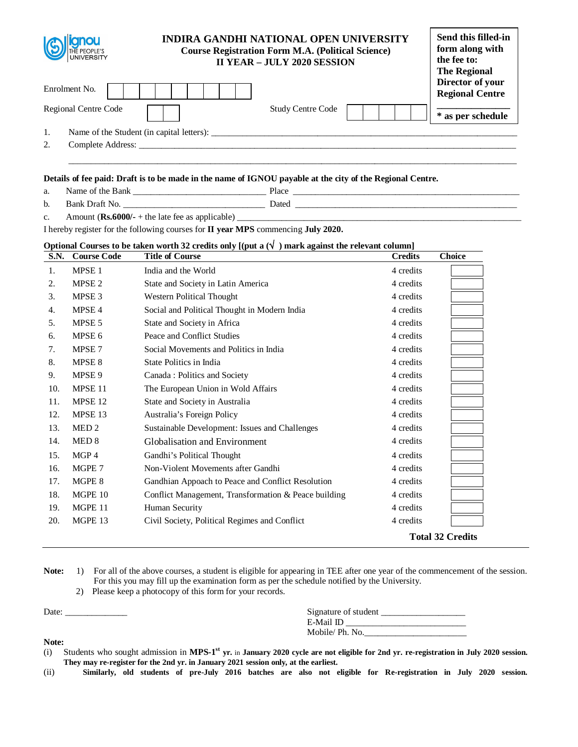# INDIRA GANDHI NATIONAL OPEN UNIVERSITY

**Course Registration Form M.A. (Political Science)**
**II YEAR – JULY 2020 SESSION**

**Send this filled-in form along with the fee to: The Regional Director of your Regional Centre**
**________________**
**\* as per schedule**

Enrolment No. | | | | | | | | | |

Regional Centre Code | | |  Study Centre Code | | | | | |

1. Name of the Student (in capital letters): ____________________________________________
2. Complete Address: ____________________________________________

____________________________________________

**Details of fee paid: Draft is to be made in the name of IGNOU payable at the city of the Regional Centre.**

a. Name of the Bank ______________________ Place ______________________
b. Bank Draft No. ______________________ Dated ______________________
c. Amount (**Rs.6000/-** + the late fee as applicable) ______________________

I hereby register for the following courses for **II year MPS** commencing **July 2020.**

**Optional Courses to be taken worth 32 credits only [(put a (√ ) mark against the relevant column]**

| S.N. | Course Code | Title of Course | Credits | Choice |
|---|---|---|---|---|
| 1. | MPSE 1 | India and the World | 4 credits | |
| 2. | MPSE 2 | State and Society in Latin America | 4 credits | |
| 3. | MPSE 3 | Western Political Thought | 4 credits | |
| 4. | MPSE 4 | Social and Political Thought in Modern India | 4 credits | |
| 5. | MPSE 5 | State and Society in Africa | 4 credits | |
| 6. | MPSE 6 | Peace and Conflict Studies | 4 credits | |
| 7. | MPSE 7 | Social Movements and Politics in India | 4 credits | |
| 8. | MPSE 8 | State Politics in India | 4 credits | |
| 9. | MPSE 9 | Canada : Politics and Society | 4 credits | |
| 10. | MPSE 11 | The European Union in Wold Affairs | 4 credits | |
| 11. | MPSE 12 | State and Society in Australia | 4 credits | |
| 12. | MPSE 13 | Australia's Foreign Policy | 4 credits | |
| 13. | MED 2 | Sustainable Development: Issues and Challenges | 4 credits | |
| 14. | MED 8 | Globalisation and Environment | 4 credits | |
| 15. | MGP 4 | Gandhi's Political Thought | 4 credits | |
| 16. | MGPE 7 | Non-Violent Movements after Gandhi | 4 credits | |
| 17. | MGPE 8 | Gandhian Appoach to Peace and Conflict Resolution | 4 credits | |
| 18. | MGPE 10 | Conflict Management, Transformation & Peace building | 4 credits | |
| 19. | MGPE 11 | Human Security | 4 credits | |
| 20. | MGPE 13 | Civil Society, Political Regimes and Conflict | 4 credits | |
| | | | **Total 32 Credits** | |

**Note:**
1) For all of the above courses, a student is eligible for appearing in TEE after one year of the commencement of the session. For this you may fill up the examination form as per the schedule notified by the University.
2) Please keep a photocopy of this form for your records.

Date: ______________

Signature of student __________________
E-Mail ID __________________________
Mobile/ Ph. No.______________________

**Note:**

(i) Students who sought admission in **MPS-1st yr.** in **January 2020 cycle are not eligible for 2nd yr. re-registration in July 2020 session. They may re-register for the 2nd yr. in January 2021 session only, at the earliest.**

(ii) **Similarly, old students of pre-July 2016 batches are also not eligible for Re-registration in July 2020 session.**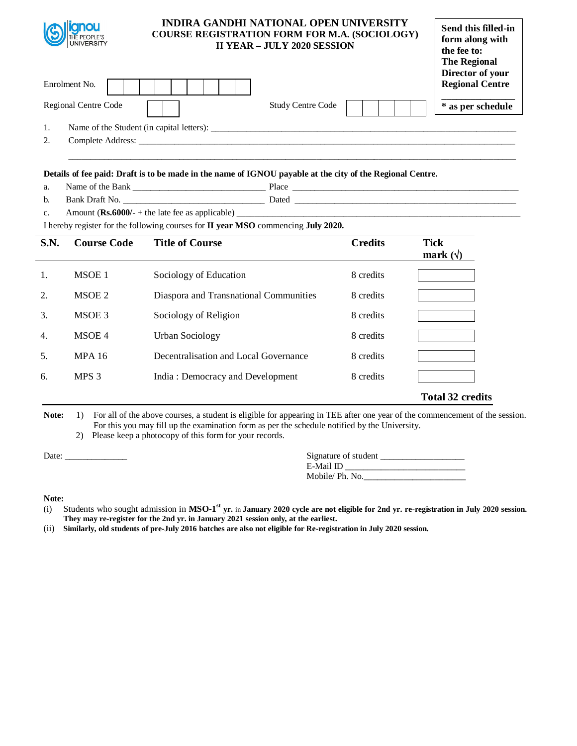# INDIRA GANDHI NATIONAL OPEN UNIVERSITY
## COURSE REGISTRATION FORM FOR M.A. (SOCIOLOGY)
## II YEAR – JULY 2020 SESSION

**Send this filled-in form along with the fee to: The Regional Director of your Regional Centre**

**\* as per schedule**

Enrolment No. [ ][ ][ ][ ][ ][ ][ ][ ][ ]

Regional Centre Code [ ][ ]  Study Centre Code [ ][ ][ ][ ][ ]

1. Name of the Student (in capital letters): ______________________________
2. Complete Address: ______________________________

______________________________

**Details of fee paid: Draft is to be made in the name of IGNOU payable at the city of the Regional Centre.**

a. Name of the Bank ____________________ Place ____________________
b. Bank Draft No. ____________________ Dated ____________________
c. Amount (**Rs.6000/-** + the late fee as applicable) ____________________

I hereby register for the following courses for **II year MSO** commencing **July 2020.**

| S.N. | Course Code | Title of Course | Credits | Tick mark (√) |
|---|---|---|---|---|
| 1. | MSOE 1 | Sociology of Education | 8 credits | |
| 2. | MSOE 2 | Diaspora and Transnational Communities | 8 credits | |
| 3. | MSOE 3 | Sociology of Religion | 8 credits | |
| 4. | MSOE 4 | Urban Sociology | 8 credits | |
| 5. | MPA 16 | Decentralisation and Local Governance | 8 credits | |
| 6. | MPS 3 | India : Democracy and Development | 8 credits | |
| | | | | **Total 32 credits** |

**Note:**
1) For all of the above courses, a student is eligible for appearing in TEE after one year of the commencement of the session. For this you may fill up the examination form as per the schedule notified by the University.
2) Please keep a photocopy of this form for your records.

Date: ______________

Signature of student ____________________
E-Mail ID ____________________
Mobile/ Ph. No.____________________

**Note:**

(i) Students who sought admission in **MSO-1st yr.** in **January 2020 cycle are not eligible for 2nd yr. re-registration in July 2020 session. They may re-register for the 2nd yr. in January 2021 session only, at the earliest.**

(ii) **Similarly, old students of pre-July 2016 batches are also not eligible for Re-registration in July 2020 session.**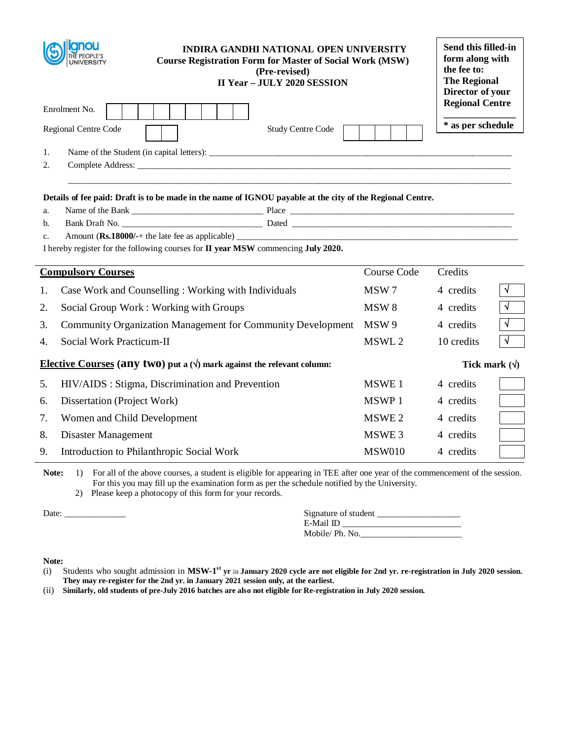**INDIRA GANDHI NATIONAL OPEN UNIVERSITY**
**Course Registration Form for Master of Social Work (MSW)**
**(Pre-revised)**
**II Year – JULY 2020 SESSION**

**Send this filled-in form along with the fee to: The Regional Director of your Regional Centre**

**\* as per schedule**

Enrolment No. | | | | | | | | | |

Regional Centre Code | | |     Study Centre Code | | | | | |

1. Name of the Student (in capital letters): ____________________________________________
2. Complete Address: ____________________________________________

____________________________________________

**Details of fee paid: Draft is to be made in the name of IGNOU payable at the city of the Regional Centre.**

a. Name of the Bank ____________________ Place ____________________
b. Bank Draft No. ____________________ Dated ____________________
c. Amount (**Rs.18000/-**+ the late fee as applicable) ____________________

I hereby register for the following courses for **II year MSW** commencing **July 2020.**

| **Compulsory Courses** | | Course Code | Credits | |
|---|---|---|---|---|
| 1. | Case Work and Counselling : Working with Individuals | MSW 7 | 4 credits | √ |
| 2. | Social Group Work : Working with Groups | MSW 8 | 4 credits | √ |
| 3. | Community Organization Management for Community Development | MSW 9 | 4 credits | √ |
| 4. | Social Work Practicum-II | MSWL 2 | 10 credits | √ |
| **Elective Courses (any two) put a (√) mark against the relevant column:** | | | | **Tick mark (√)** |
| 5. | HIV/AIDS : Stigma, Discrimination and Prevention | MSWE 1 | 4 credits | |
| 6. | Dissertation (Project Work) | MSWP 1 | 4 credits | |
| 7. | Women and Child Development | MSWE 2 | 4 credits | |
| 8. | Disaster Management | MSWE 3 | 4 credits | |
| 9. | Introduction to Philanthropic Social Work | MSW010 | 4 credits | |

**Note:**
1) For all of the above courses, a student is eligible for appearing in TEE after one year of the commencement of the session. For this you may fill up the examination form as per the schedule notified by the University.
2) Please keep a photocopy of this form for your records.

Date: ______________

Signature of student ____________________
E-Mail ID ____________________
Mobile/ Ph. No.____________________

**Note:**

(i) Students who sought admission in **MSW-1st yr** in **January 2020 cycle are not eligible for 2nd yr. re-registration in July 2020 session. They may re-register for the 2nd yr. in January 2021 session only, at the earliest.**

(ii) **Similarly, old students of pre-July 2016 batches are also not eligible for Re-registration in July 2020 session.**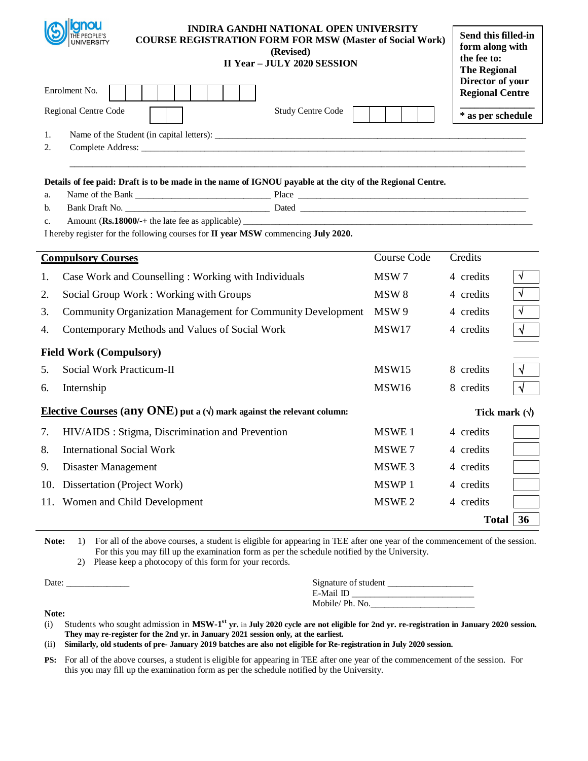# INDIRA GANDHI NATIONAL OPEN UNIVERSITY
## COURSE REGISTRATION FORM FOR MSW (Master of Social Work) (Revised)
## II Year – JULY 2020 SESSION

**Send this filled-in form along with the fee to: The Regional Director of your Regional Centre**

**\* as per schedule**

Enrolment No. | | | | | | | | | |

Regional Centre Code | | |  Study Centre Code | | | | | |

1. Name of the Student (in capital letters): ____________________
2. Complete Address: ____________________

____________________

**Details of fee paid: Draft is to be made in the name of IGNOU payable at the city of the Regional Centre.**

a. Name of the Bank ____________________ Place ____________________
b. Bank Draft No. ____________________ Dated ____________________
c. Amount (**Rs.18000/-**+ the late fee as applicable) ____________________

I hereby register for the following courses for **II year MSW** commencing **July 2020.**

| **Compulsory Courses** | | Course Code | Credits | |
|---|---|---|---|---|
| 1. | Case Work and Counselling : Working with Individuals | MSW 7 | 4 credits | √ |
| 2. | Social Group Work : Working with Groups | MSW 8 | 4 credits | √ |
| 3. | Community Organization Management for Community Development | MSW 9 | 4 credits | √ |
| 4. | Contemporary Methods and Values of Social Work | MSW17 | 4 credits | √ |
| **Field Work (Compulsory)** | | | | |
| 5. | Social Work Practicum-II | MSW15 | 8 credits | √ |
| 6. | Internship | MSW16 | 8 credits | √ |
| **Elective Courses (any ONE) put a (√) mark against the relevant column:** | | | | **Tick mark (√)** |
| 7. | HIV/AIDS : Stigma, Discrimination and Prevention | MSWE 1 | 4 credits | |
| 8. | International Social Work | MSWE 7 | 4 credits | |
| 9. | Disaster Management | MSWE 3 | 4 credits | |
| 10. | Dissertation (Project Work) | MSWP 1 | 4 credits | |
| 11. | Women and Child Development | MSWE 2 | 4 credits | |
| | | | **Total** | **36** |

**Note:** 1) For all of the above courses, a student is eligible for appearing in TEE after one year of the commencement of the session. For this you may fill up the examination form as per the schedule notified by the University.
2) Please keep a photocopy of this form for your records.

Date: ______________

Signature of student ____________________
E-Mail ID ____________________
Mobile/ Ph. No.____________________

**Note:**

(i) Students who sought admission in **MSW-1st yr.** in **July 2020 cycle are not eligible for 2nd yr. re-registration in January 2020 session. They may re-register for the 2nd yr. in January 2021 session only, at the earliest.**

(ii) **Similarly, old students of pre- January 2019 batches are also not eligible for Re-registration in July 2020 session.**

**PS:** For all of the above courses, a student is eligible for appearing in TEE after one year of the commencement of the session. For this you may fill up the examination form as per the schedule notified by the University.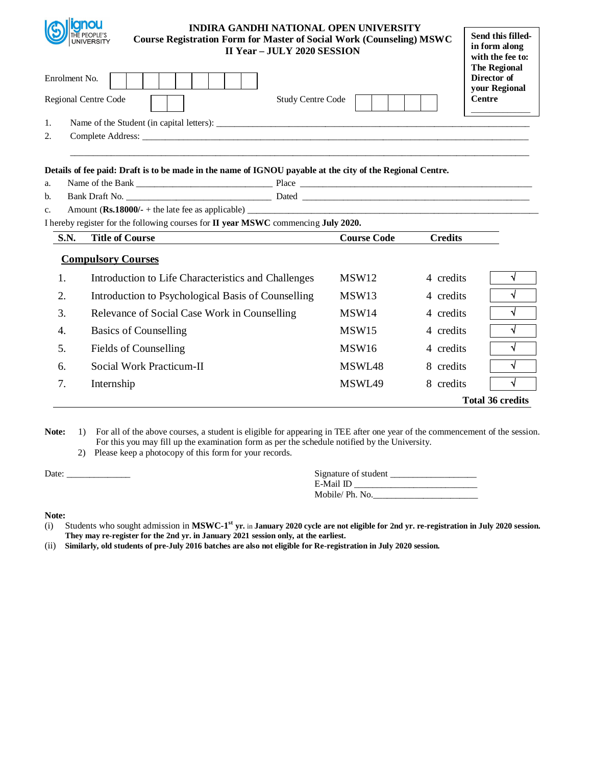# INDIRA GANDHI NATIONAL OPEN UNIVERSITY

## Course Registration Form for Master of Social Work (Counseling) MSWC II Year – JULY 2020 SESSION

**Send this filled-in form along with the fee to: The Regional Director of your Regional Centre**

Enrolment No. |  |  |  |  |  |  |  |  |  |

Regional Centre Code |  |  |     Study Centre Code |  |  |  |  |  |

1. Name of the Student (in capital letters): ______________________________
2. Complete Address: ______________________________

______________________________

**Details of fee paid: Draft is to be made in the name of IGNOU payable at the city of the Regional Centre.**

a. Name of the Bank ______________________ Place ______________________

b. Bank Draft No. ______________________ Dated ______________________

c. Amount (**Rs.18000/-** + the late fee as applicable) ______________________

I hereby register for the following courses for **II year MSWC** commencing **July 2020.**

| S.N. | Title of Course | Course Code | Credits | |
|---|---|---|---|---|
| | **Compulsory Courses** | | | |
| 1. | Introduction to Life Characteristics and Challenges | MSW12 | 4 credits | √ |
| 2. | Introduction to Psychological Basis of Counselling | MSW13 | 4 credits | √ |
| 3. | Relevance of Social Case Work in Counselling | MSW14 | 4 credits | √ |
| 4. | Basics of Counselling | MSW15 | 4 credits | √ |
| 5. | Fields of Counselling | MSW16 | 4 credits | √ |
| 6. | Social Work Practicum-II | MSWL48 | 8 credits | √ |
| 7. | Internship | MSWL49 | 8 credits | √ |
| | | | | **Total 36 credits** |

**Note:**
1) For all of the above courses, a student is eligible for appearing in TEE after one year of the commencement of the session. For this you may fill up the examination form as per the schedule notified by the University.
2) Please keep a photocopy of this form for your records.

Date: ______________

Signature of student ______________

E-Mail ID ______________

Mobile/ Ph. No.______________

**Note:**

(i) Students who sought admission in **MSWC-1st yr.** in **January 2020 cycle are not eligible for 2nd yr. re-registration in July 2020 session. They may re-register for the 2nd yr. in January 2021 session only, at the earliest.**

(ii) **Similarly, old students of pre-July 2016 batches are also not eligible for Re-registration in July 2020 session.**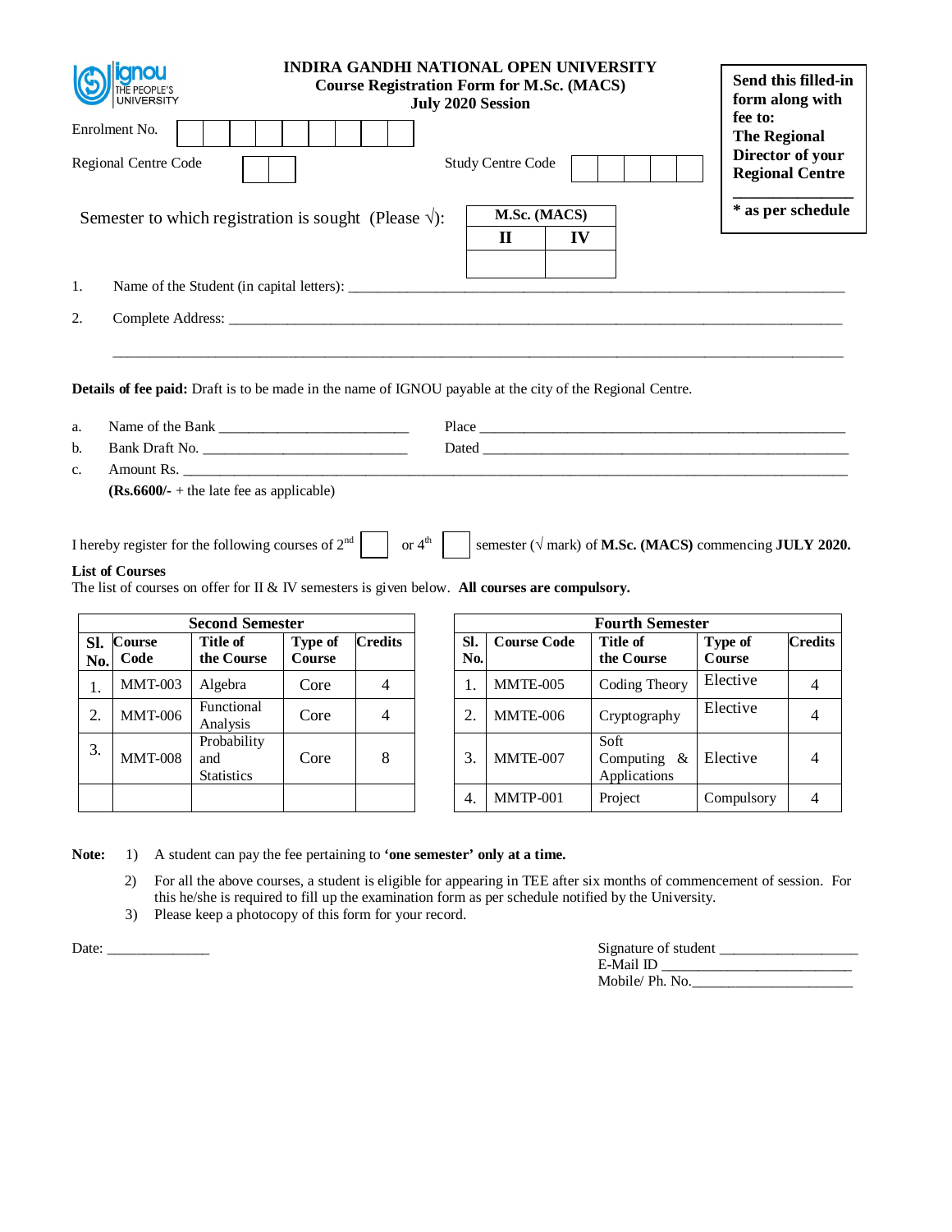# INDIRA GANDHI NATIONAL OPEN UNIVERSITY
## Course Registration Form for M.Sc. (MACS)
### July 2020 Session

**Send this filled-in form along with fee to:**
**The Regional Director of your Regional Centre**

**\* as per schedule**

Enrolment No. | | | | | | | | | |

Regional Centre Code | | |   Study Centre Code | | | | | |

Semester to which registration is sought (Please √):

| M.Sc. (MACS) | |
|---|---|
| **II** | **IV** |
| | |

1. Name of the Student (in capital letters): ____________________

2. Complete Address: ____________________

____________________

**Details of fee paid:** Draft is to be made in the name of IGNOU payable at the city of the Regional Centre.

a. Name of the Bank ____________________ Place ____________________
b. Bank Draft No. ____________________ Dated ____________________
c. Amount Rs. ____________________
**(Rs.6600/-** + the late fee as applicable)

I hereby register for the following courses of 2nd [ ] or 4th [ ] semester (√ mark) of **M.Sc. (MACS)** commencing **JULY 2020.**

**List of Courses**
The list of courses on offer for II & IV semesters is given below. **All courses are compulsory.**

| Second Semester | | | | |
|---|---|---|---|---|
| **Sl. No.** | **Course Code** | **Title of the Course** | **Type of Course** | **Credits** |
| 1. | MMT-003 | Algebra | Core | 4 |
| 2. | MMT-006 | Functional Analysis | Core | 4 |
| 3. | MMT-008 | Probability and Statistics | Core | 8 |
| | | | | |

| Fourth Semester | | | | |
|---|---|---|---|---|
| **Sl. No.** | **Course Code** | **Title of the Course** | **Type of Course** | **Credits** |
| 1. | MMTE-005 | Coding Theory | Elective | 4 |
| 2. | MMTE-006 | Cryptography | Elective | 4 |
| 3. | MMTE-007 | Soft Computing & Applications | Elective | 4 |
| 4. | MMTP-001 | Project | Compulsory | 4 |

**Note:**
1) A student can pay the fee pertaining to **'one semester' only at a time.**
2) For all the above courses, a student is eligible for appearing in TEE after six months of commencement of session. For this he/she is required to fill up the examination form as per schedule notified by the University.
3) Please keep a photocopy of this form for your record.

Date: ______________

Signature of student ____________________
E-Mail ID ____________________
Mobile/ Ph. No.____________________